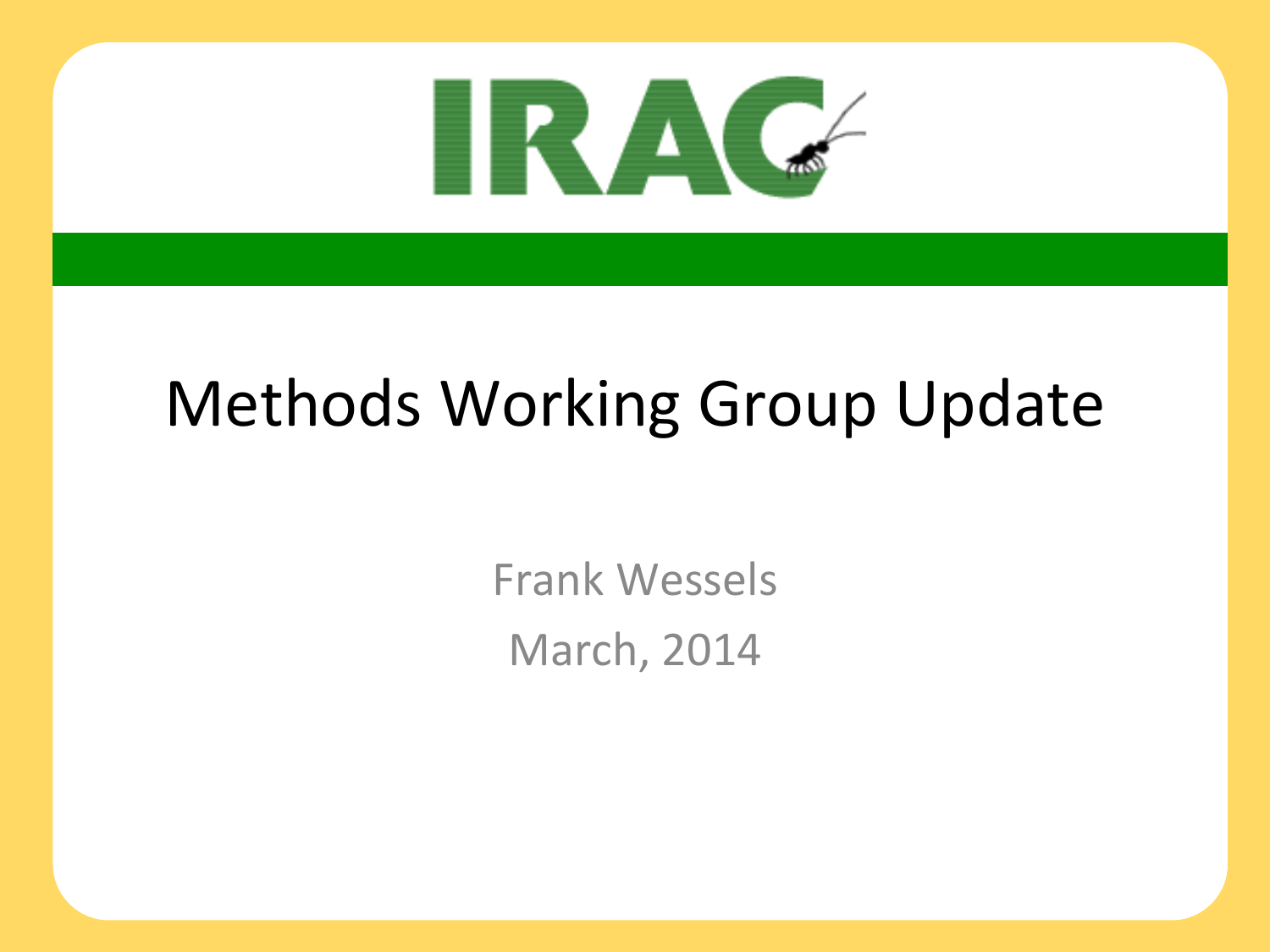IRAC

# Methods Working Group Update

Frank Wessels

March, 2014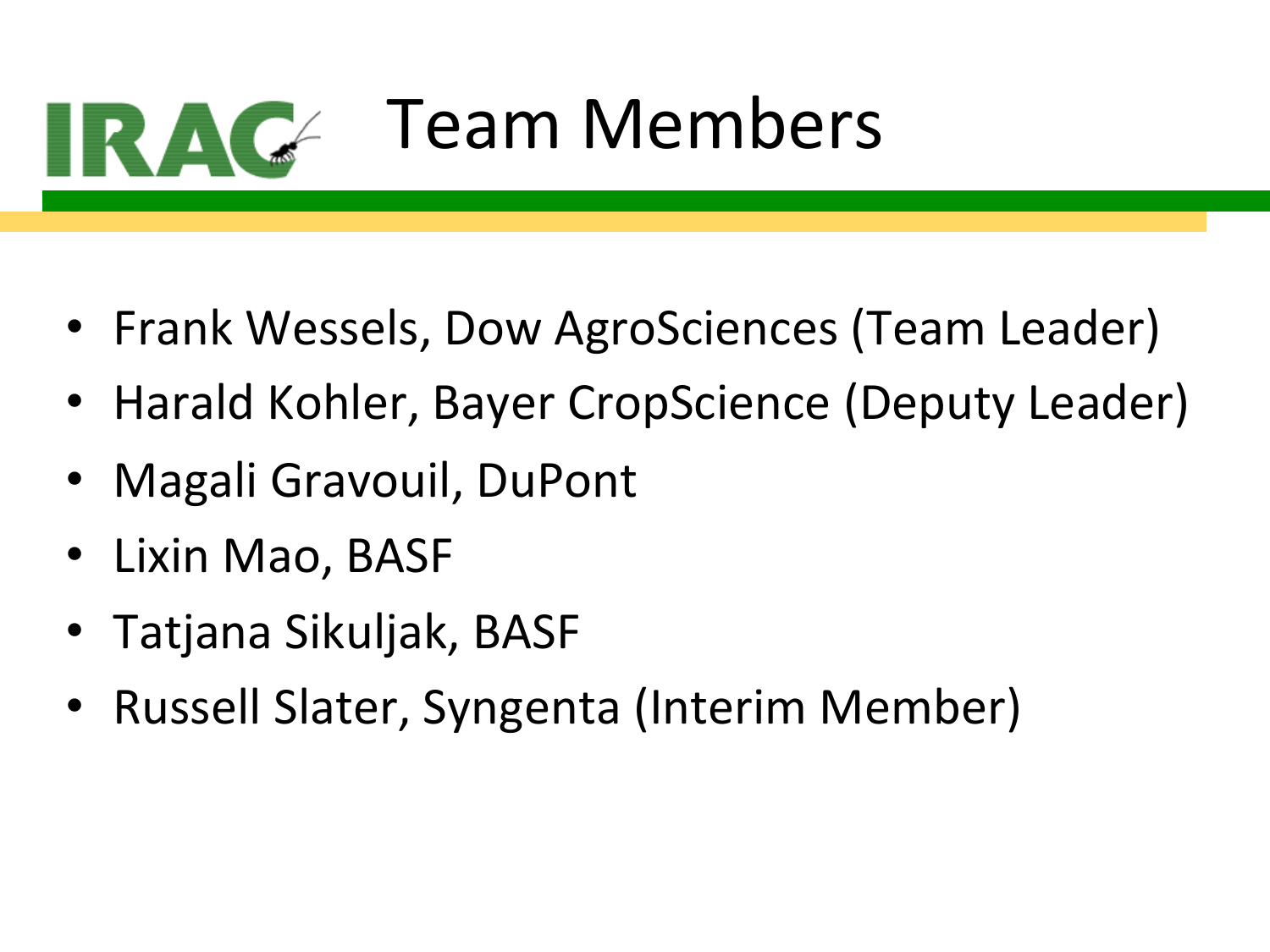# IRAC Team Members

- Frank Wessels, Dow AgroSciences (Team Leader)
- Harald Kohler, Bayer CropScience (Deputy Leader)
- Magali Gravouil, DuPont
- Lixin Mao, BASF
- Tatjana Sikuljak, BASF
- Russell Slater, Syngenta (Interim Member)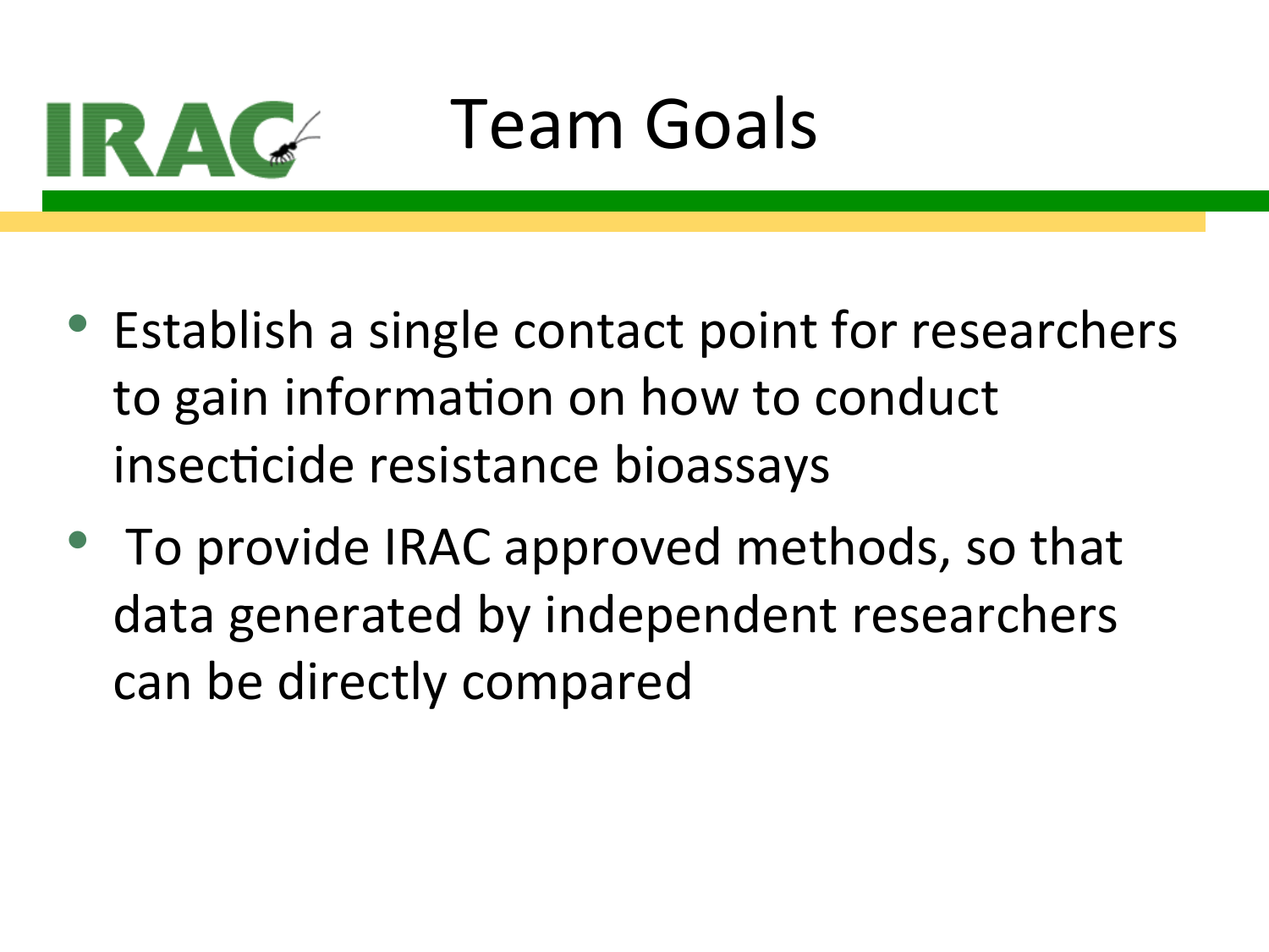# Team Goals

- Establish a single contact point for researchers to gain information on how to conduct insecticide resistance bioassays
- To provide IRAC approved methods, so that data generated by independent researchers can be directly compared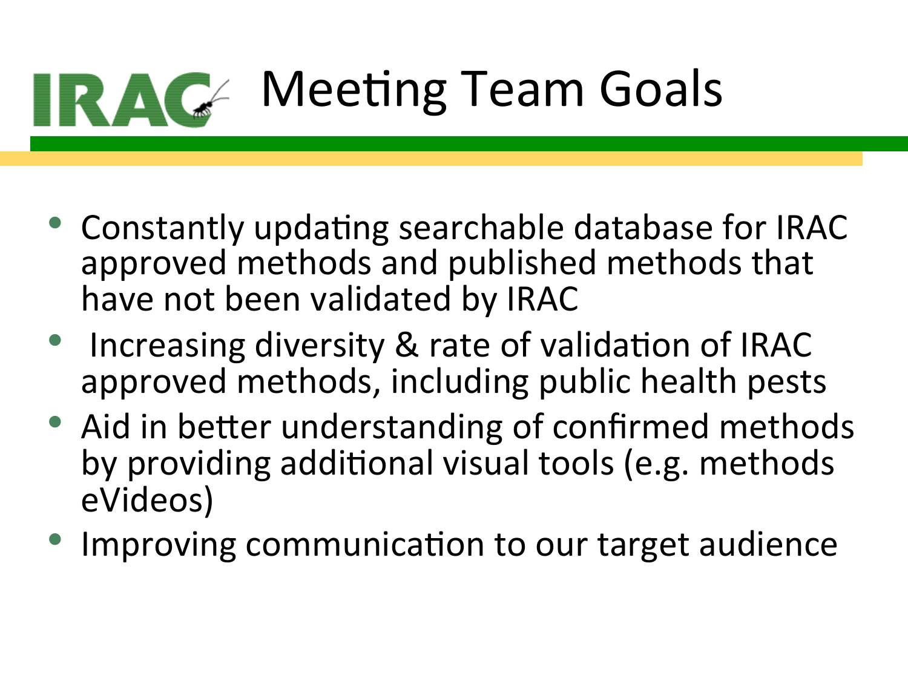# IRAC Meeting Team Goals

- Constantly updating searchable database for IRAC approved methods and published methods that have not been validated by IRAC
- Increasing diversity & rate of validation of IRAC approved methods, including public health pests
- Aid in better understanding of confirmed methods by providing additional visual tools (e.g. methods eVideos)
- Improving communication to our target audience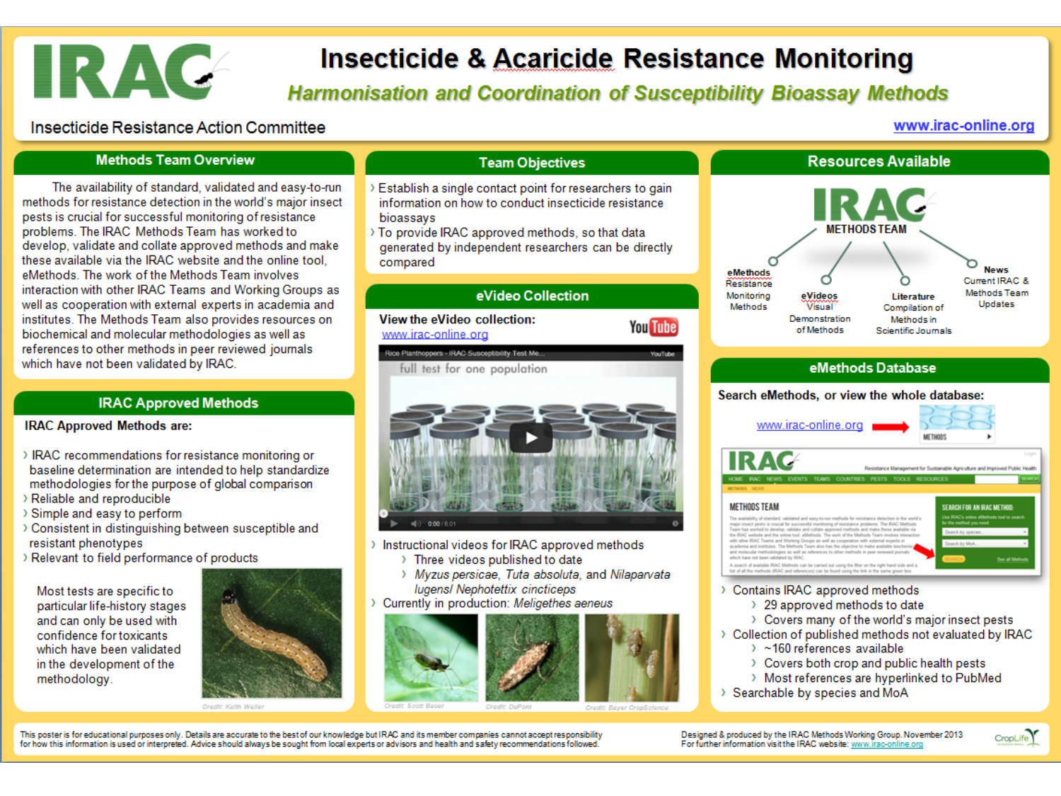# IRAC

Insecticide Resistance Action Committee

# Insecticide & Acaricide Resistance Monitoring

*Harmonisation and Coordination of Susceptibility Bioassay Methods*

www.irac-online.org

## Methods Team Overview

The availability of standard, validated and easy-to-run methods for resistance detection in the world's major insect pests is crucial for successful monitoring of resistance problems. The IRAC Methods Team has worked to develop, validate and collate approved methods and make these available via the IRAC website and the online tool, eMethods. The work of the Methods Team involves interaction with other IRAC Teams and Working Groups as well as cooperation with external experts in academia and institutes. The Methods Team also provides resources on biochemical and molecular methodologies as well as references to other methods in peer reviewed journals which have not been validated by IRAC.

## IRAC Approved Methods

**IRAC Approved Methods are:**

- IRAC recommendations for resistance monitoring or baseline determination are intended to help standardize methodologies for the purpose of global comparison
- Reliable and reproducible
- Simple and easy to perform
- Consistent in distinguishing between susceptible and resistant phenotypes
- Relevant to field performance of products

Most tests are specific to particular life-history stages and can only be used with confidence for toxicants which have been validated in the development of the methodology.

Credit: Keith Weller

## Team Objectives

- Establish a single contact point for researchers to gain information on how to conduct insecticide resistance bioassays
- To provide IRAC approved methods, so that data generated by independent researchers can be directly compared

## eVideo Collection

**View the eVideo collection:** www.irac-online.org

Rice Planthoppers - IRAC Susceptibility Test Me...

full test for one population

- Instructional videos for IRAC approved methods
  - Three videos published to date
  - *Myzus persicae*, *Tuta absoluta*, and *Nilaparvata lugens*/ *Nephotettix cincticeps*
- Currently in production: *Meligethes aeneus*

Credit: Scott Bauer · Credit: DuPont · Credit: Bayer CropScience

## Resources Available

IRAC METHODS TEAM

- **eMethods** Resistance Monitoring Methods
- **eVideos** Visual Demonstration of Methods
- **Literature** Compilation of Methods in Scientific Journals
- **News** Current IRAC & Methods Team Updates

## eMethods Database

**Search eMethods, or view the whole database:**

www.irac-online.org

- Contains IRAC approved methods
  - 29 approved methods to date
  - Covers many of the world's major insect pests
- Collection of published methods not evaluated by IRAC
  - ~160 references available
  - Covers both crop and public health pests
  - Most references are hyperlinked to PubMed
- Searchable by species and MoA

This poster is for educational purposes only. Details are accurate to the best of our knowledge but IRAC and its member companies cannot accept responsibility for how this information is used or interpreted. Advice should always be sought from local experts or advisors and health and safety recommendations followed.

Designed & produced by the IRAC Methods Working Group. November 2013. For further information visit the IRAC website: www.irac-online.org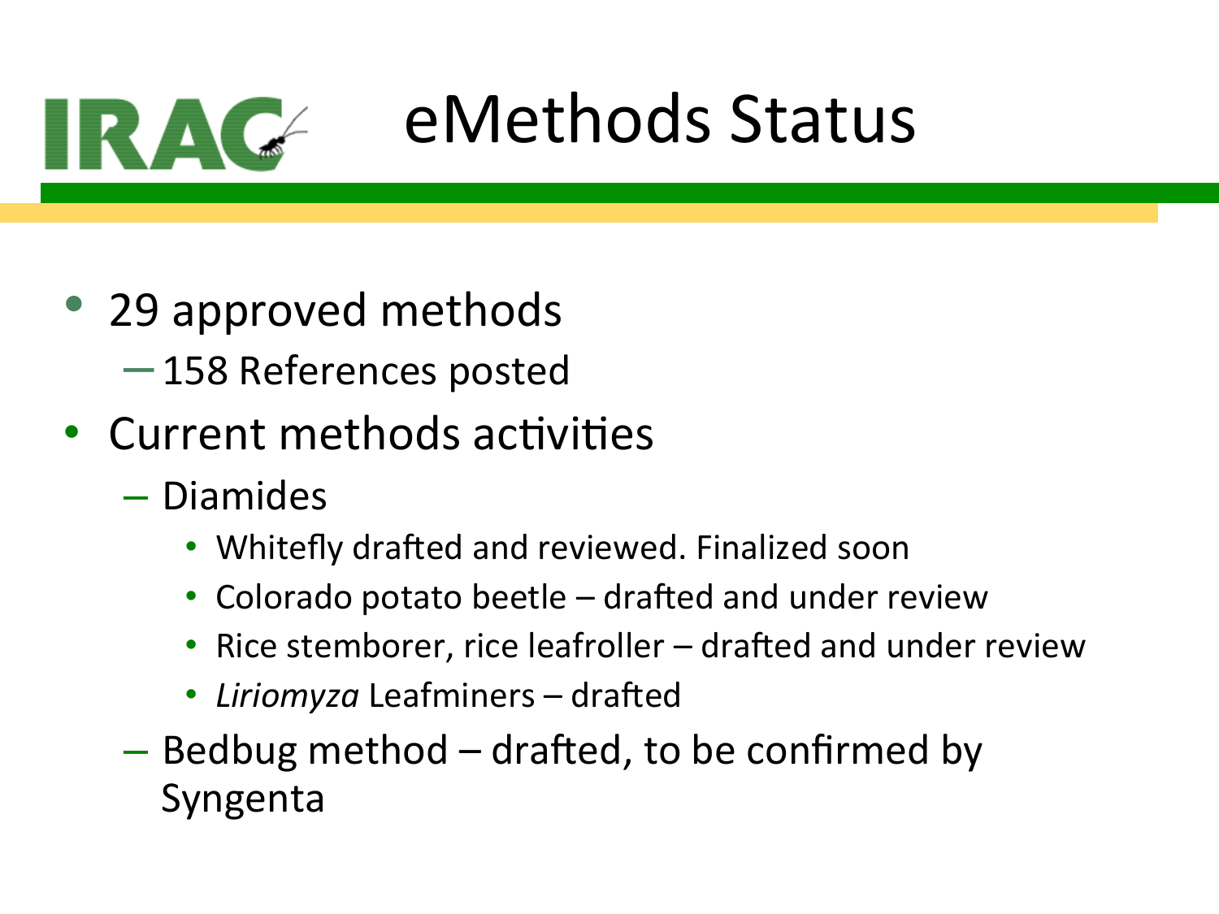# eMethods Status

- 29 approved methods
  - 158 References posted
- Current methods activities
  - Diamides
    - Whitefly drafted and reviewed. Finalized soon
    - Colorado potato beetle – drafted and under review
    - Rice stemborer, rice leafroller – drafted and under review
    - *Liriomyza* Leafminers – drafted
  - Bedbug method – drafted, to be confirmed by Syngenta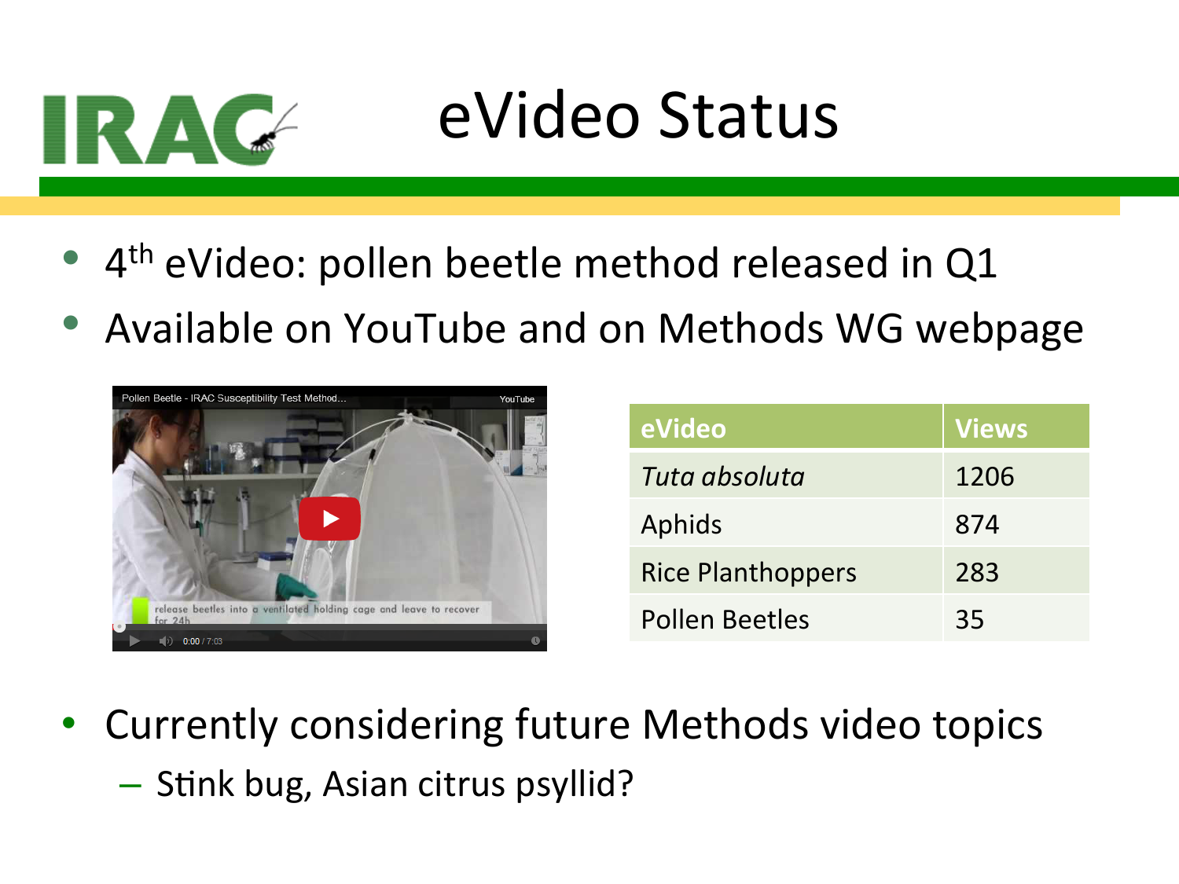# eVideo Status

- 4th eVideo: pollen beetle method released in Q1
- Available on YouTube and on Methods WG webpage

| eVideo | Views |
| --- | --- |
| *Tuta absoluta* | 1206 |
| Aphids | 874 |
| Rice Planthoppers | 283 |
| Pollen Beetles | 35 |

- Currently considering future Methods video topics
  - Stink bug, Asian citrus psyllid?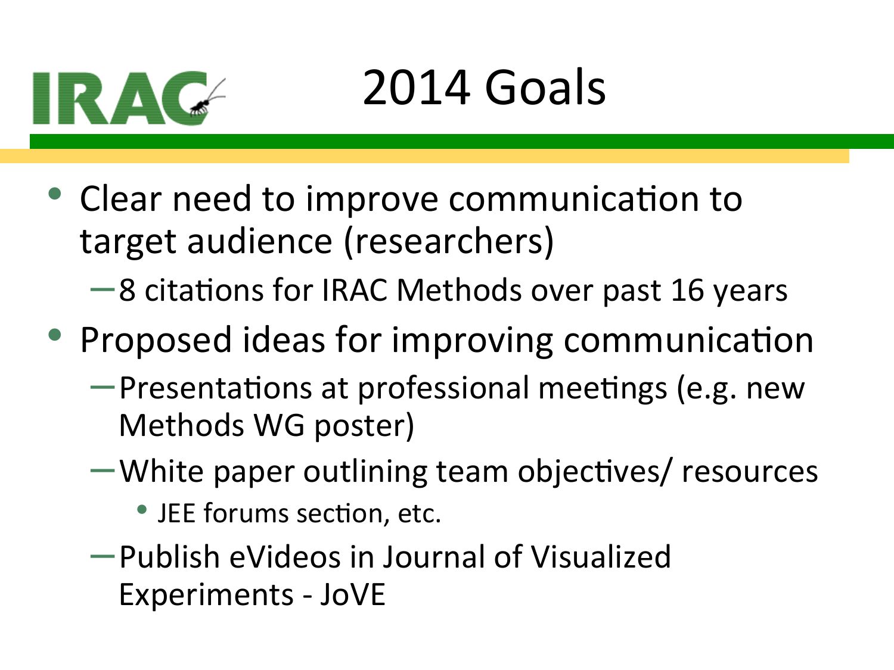# 2014 Goals

- Clear need to improve communication to target audience (researchers)
  - 8 citations for IRAC Methods over past 16 years
- Proposed ideas for improving communication
  - Presentations at professional meetings (e.g. new Methods WG poster)
  - White paper outlining team objectives/ resources
    - JEE forums section, etc.
  - Publish eVideos in Journal of Visualized Experiments - JoVE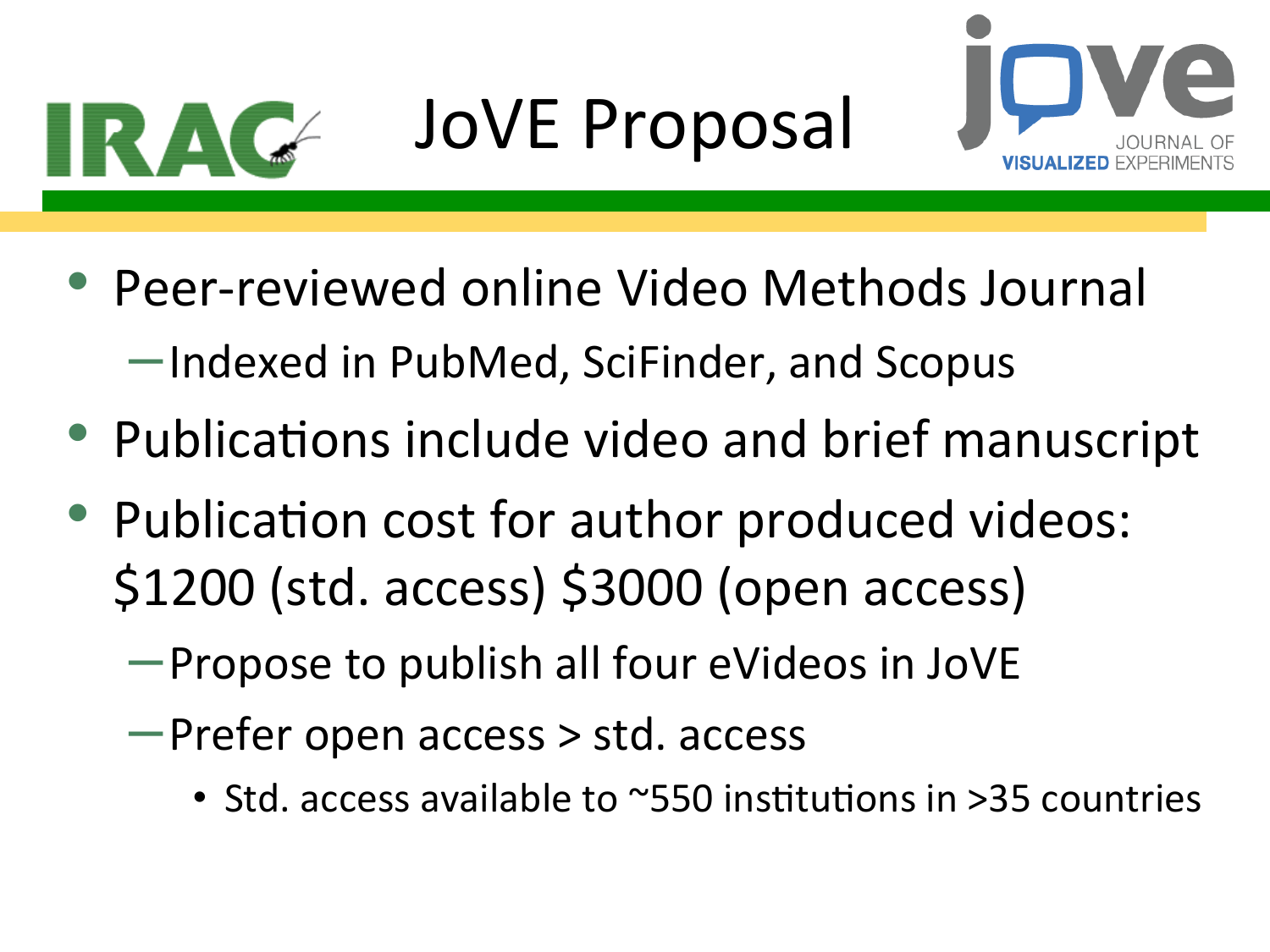# JoVE Proposal

- Peer-reviewed online Video Methods Journal
  - Indexed in PubMed, SciFinder, and Scopus
- Publications include video and brief manuscript
- Publication cost for author produced videos: $1200 (std. access) $3000 (open access)
  - Propose to publish all four eVideos in JoVE
  - Prefer open access > std. access
    - Std. access available to ~550 institutions in >35 countries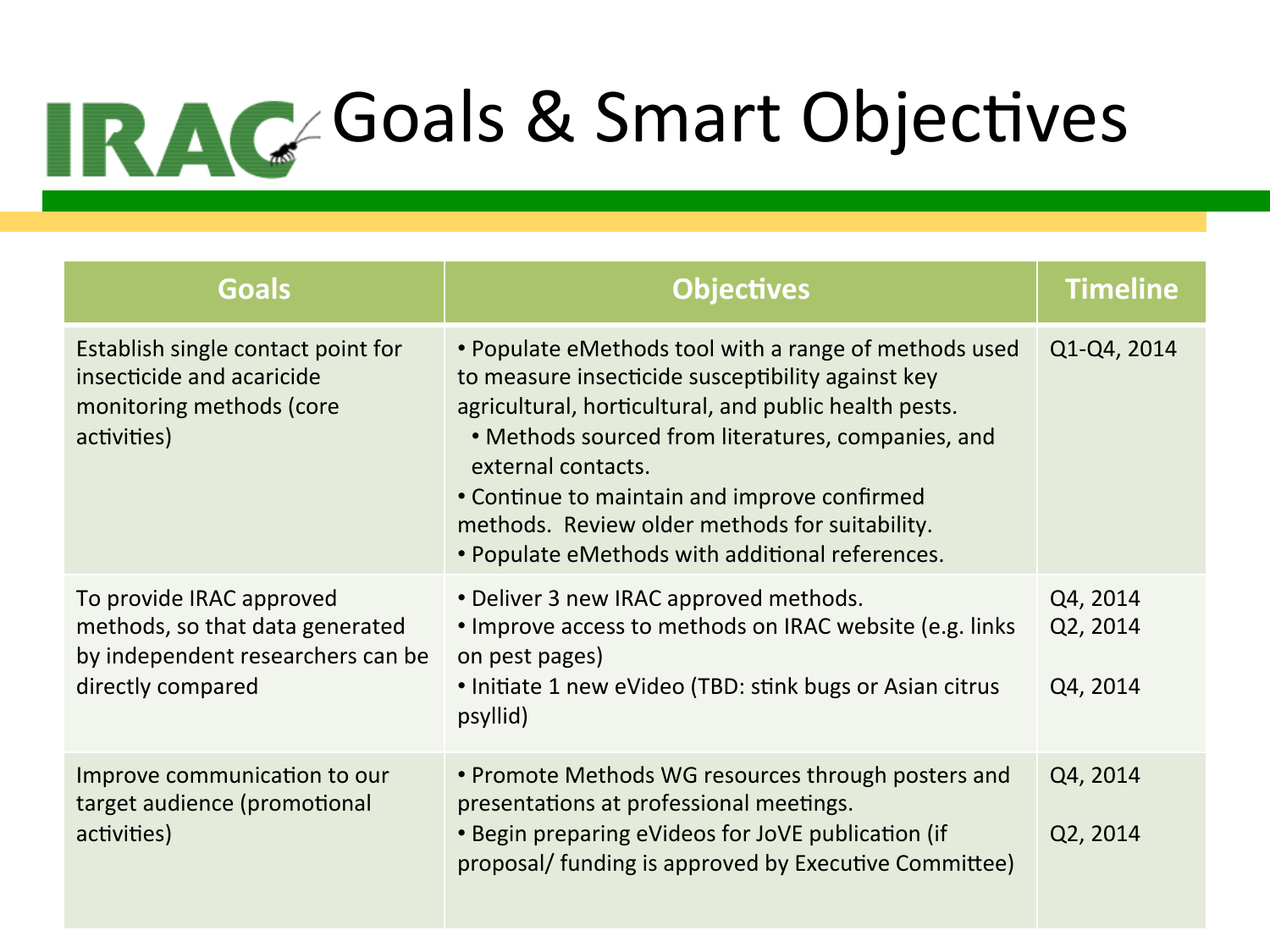# IRAC Goals & Smart Objectives

| Goals | Objectives | Timeline |
|---|---|---|
| Establish single contact point for insecticide and acaricide monitoring methods (core activities) | • Populate eMethods tool with a range of methods used to measure insecticide susceptibility against key agricultural, horticultural, and public health pests.<br>  • Methods sourced from literatures, companies, and external contacts.<br>• Continue to maintain and improve confirmed methods. Review older methods for suitability.<br>• Populate eMethods with additional references. | Q1-Q4, 2014 |
| To provide IRAC approved methods, so that data generated by independent researchers can be directly compared | • Deliver 3 new IRAC approved methods.<br>• Improve access to methods on IRAC website (e.g. links on pest pages)<br>• Initiate 1 new eVideo (TBD: stink bugs or Asian citrus psyllid) | Q4, 2014<br>Q2, 2014<br>Q4, 2014 |
| Improve communication to our target audience (promotional activities) | • Promote Methods WG resources through posters and presentations at professional meetings.<br>• Begin preparing eVideos for JoVE publication (if proposal/ funding is approved by Executive Committee) | Q4, 2014<br>Q2, 2014 |